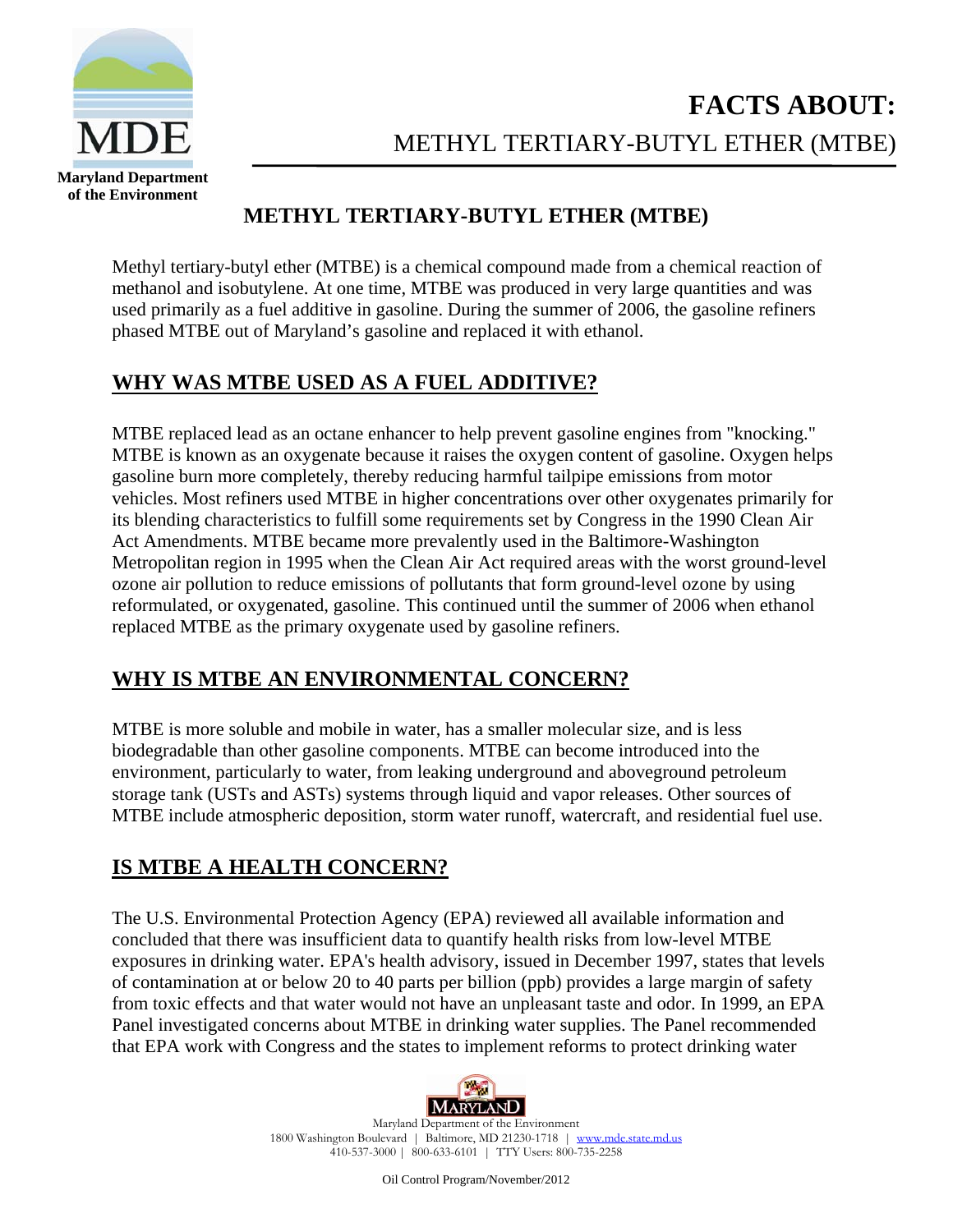# FACTS ABOUT:

METHYL TERTIARY-BUTYL ETHER (MTBE)

## METHYL TERTIARY-BUTYL ETHER (MTBE)

Methyl tertiary-butyl ether (MTBE) is a chemical compound made from a chemical reaction of methanol and isobutylene. At one time, MTBE was produced in very large quantities and was used primarily as a fuel additive in gasoline. During the summer of 2006, the gasoline refiners phased MTBE out of Maryland's gasoline and replaced it with ethanol.

## WHY WAS MTBE USED AS A FUEL ADDITIVE?

MTBE replaced lead as an octane enhancer to help prevent gasoline engines from "knocking." MTBE is known as an oxygenate because it raises the oxygen content of gasoline. Oxygen helps gasoline burn more completely, thereby reducing harmful tailpipe emissions from motor vehicles. Most refiners used MTBE in higher concentrations over other oxygenates primarily for its blending characteristics to fulfill some requirements set by Congress in the 1990 Clean Air Act Amendments. MTBE became more prevalently used in the Baltimore-Washington Metropolitan region in 1995 when the Clean Air Act required areas with the worst ground-level ozone air pollution to reduce emissions of pollutants that form ground-level ozone by using reformulated, or oxygenated, gasoline. This continued until the summer of 2006 when ethanol replaced MTBE as the primary oxygenate used by gasoline refiners.

## WHY IS MTBE AN ENVIRONMENTAL CONCERN?

MTBE is more soluble and mobile in water, has a smaller molecular size, and is less biodegradable than other gasoline components. MTBE can become introduced into the environment, particularly to water, from leaking underground and aboveground petroleum storage tank (USTs and ASTs) systems through liquid and vapor releases. Other sources of MTBE include atmospheric deposition, storm water runoff, watercraft, and residential fuel use.

## IS MTBE A HEALTH CONCERN?

The U.S. Environmental Protection Agency (EPA) reviewed all available information and concluded that there was insufficient data to quantify health risks from low-level MTBE exposures in drinking water. EPA's health advisory, issued in December 1997, states that levels of contamination at or below 20 to 40 parts per billion (ppb) provides a large margin of safety from toxic effects and that water would not have an unpleasant taste and odor. In 1999, an EPA Panel investigated concerns about MTBE in drinking water supplies. The Panel recommended that EPA work with Congress and the states to implement reforms to protect drinking water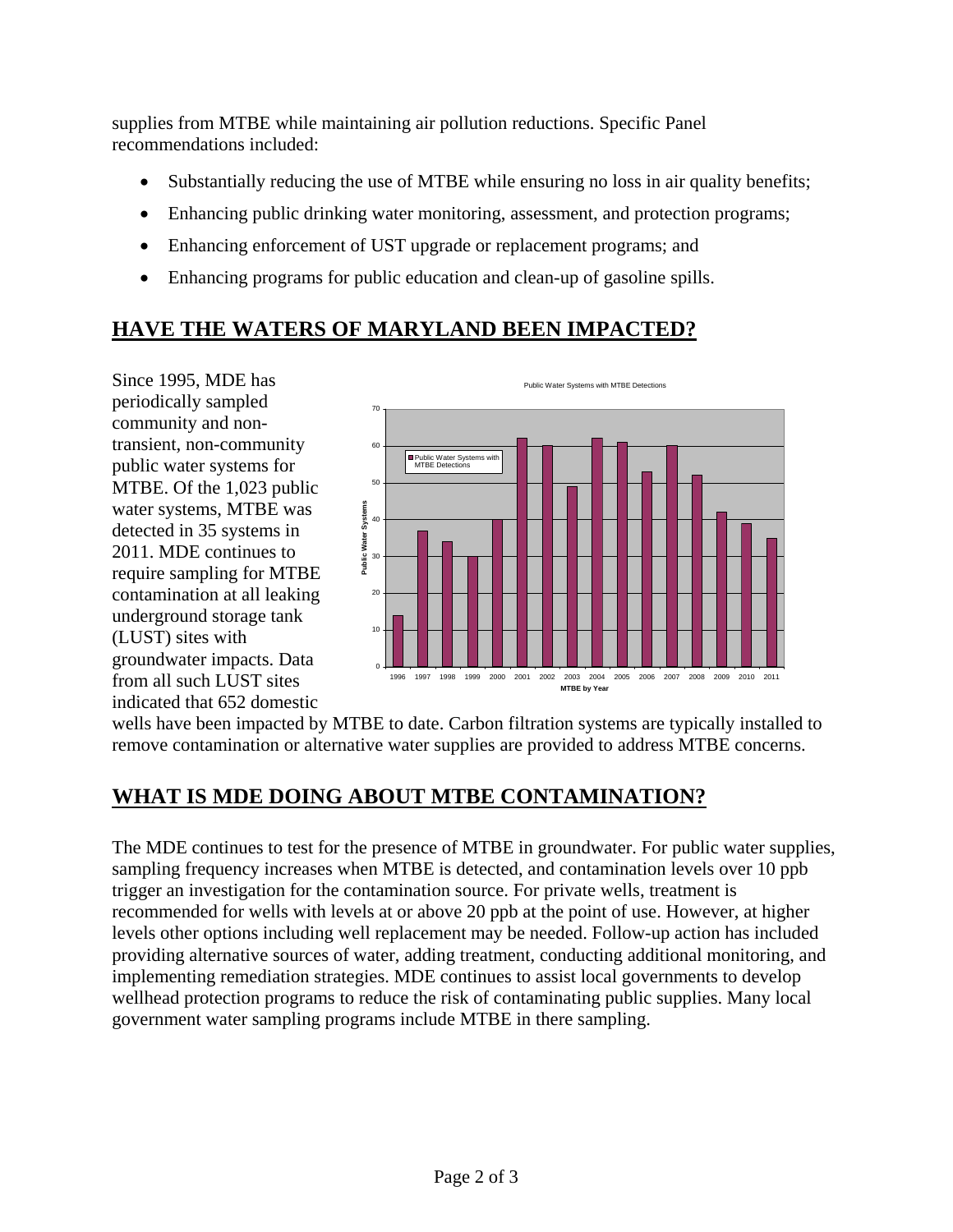supplies from MTBE while maintaining air pollution reductions. Specific Panel recommendations included:

- Substantially reducing the use of MTBE while ensuring no loss in air quality benefits;
- Enhancing public drinking water monitoring, assessment, and protection programs;
- Enhancing enforcement of UST upgrade or replacement programs; and
- Enhancing programs for public education and clean-up of gasoline spills.

## HAVE THE WATERS OF MARYLAND BEEN IMPACTED?

Since 1995, MDE has periodically sampled community and non-transient, non-community public water systems for MTBE. Of the 1,023 public water systems, MTBE was detected in 35 systems in 2011. MDE continues to require sampling for MTBE contamination at all leaking underground storage tank (LUST) sites with groundwater impacts. Data from all such LUST sites indicated that 652 domestic wells have been impacted by MTBE to date. Carbon filtration systems are typically installed to remove contamination or alternative water supplies are provided to address MTBE concerns.

## WHAT IS MDE DOING ABOUT MTBE CONTAMINATION?

The MDE continues to test for the presence of MTBE in groundwater. For public water supplies, sampling frequency increases when MTBE is detected, and contamination levels over 10 ppb trigger an investigation for the contamination source. For private wells, treatment is recommended for wells with levels at or above 20 ppb at the point of use. However, at higher levels other options including well replacement may be needed. Follow-up action has included providing alternative sources of water, adding treatment, conducting additional monitoring, and implementing remediation strategies. MDE continues to assist local governments to develop wellhead protection programs to reduce the risk of contaminating public supplies. Many local government water sampling programs include MTBE in there sampling.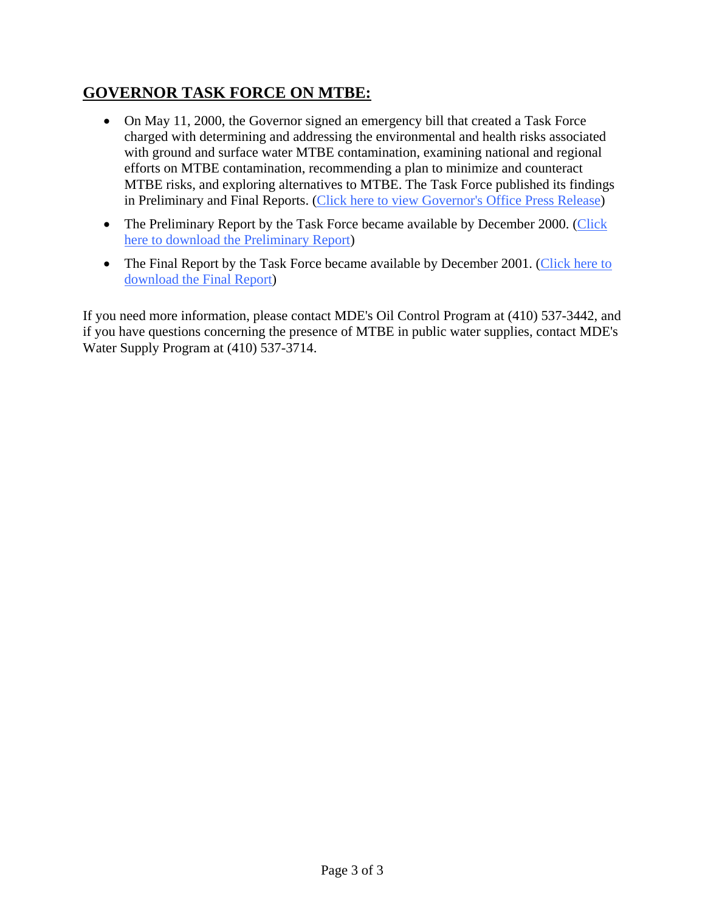## GOVERNOR TASK FORCE ON MTBE:

- On May 11, 2000, the Governor signed an emergency bill that created a Task Force charged with determining and addressing the environmental and health risks associated with ground and surface water MTBE contamination, examining national and regional efforts on MTBE contamination, recommending a plan to minimize and counteract MTBE risks, and exploring alternatives to MTBE. The Task Force published its findings in Preliminary and Final Reports. (Click here to view Governor's Office Press Release)
- The Preliminary Report by the Task Force became available by December 2000. (Click here to download the Preliminary Report)
- The Final Report by the Task Force became available by December 2001. (Click here to download the Final Report)

If you need more information, please contact MDE's Oil Control Program at (410) 537-3442, and if you have questions concerning the presence of MTBE in public water supplies, contact MDE's Water Supply Program at (410) 537-3714.